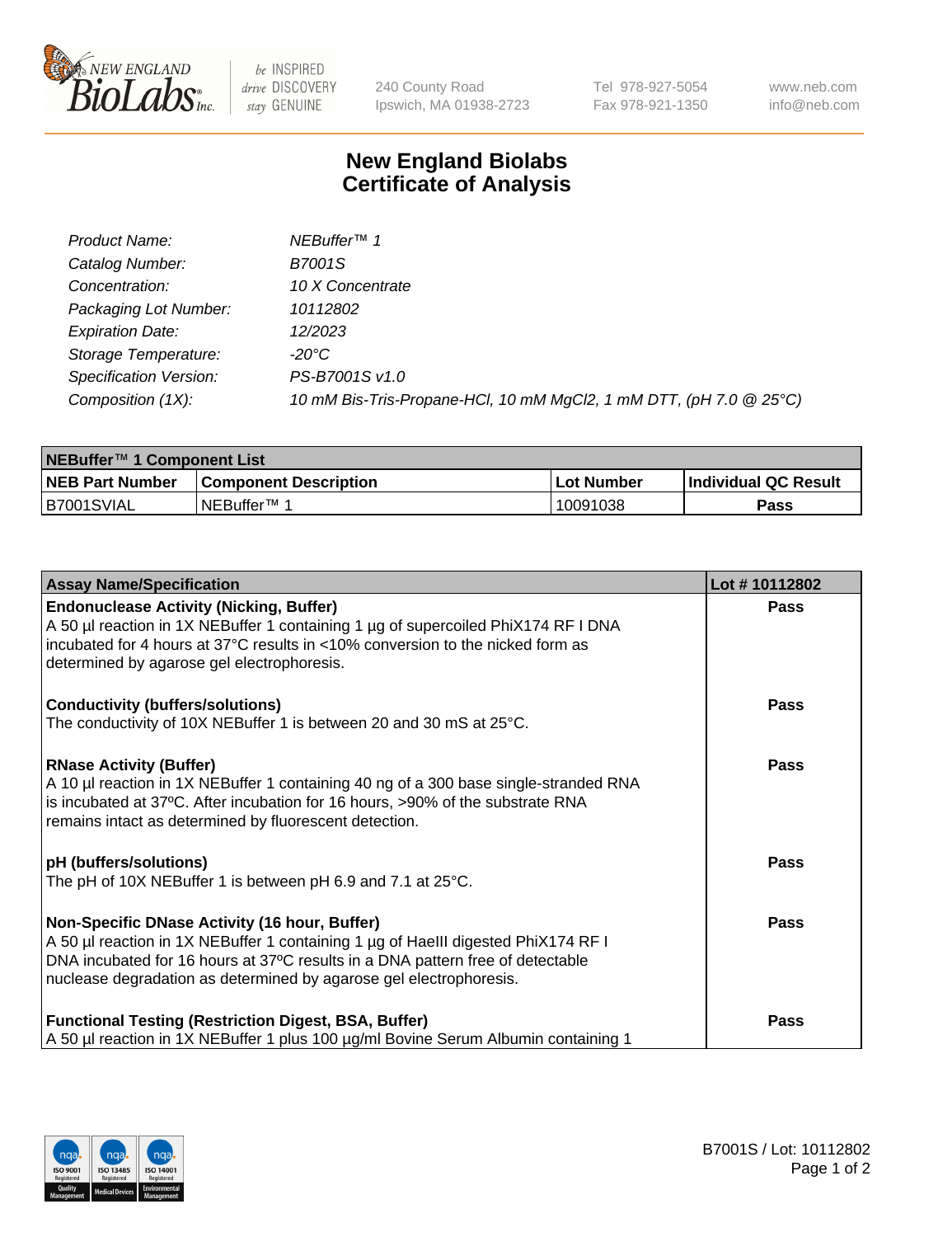New England Biolabs, 240 County Road, Ipswich, MA 01938-2723 | Tel 978-927-5054 | Fax 978-921-1350 | www.neb.com | info@neb.com

# New England Biolabs Certificate of Analysis

| | |
|---|---|
| *Product Name:* | *NEBuffer™ 1* |
| *Catalog Number:* | *B7001S* |
| *Concentration:* | *10 X Concentrate* |
| *Packaging Lot Number:* | *10112802* |
| *Expiration Date:* | *12/2023* |
| *Storage Temperature:* | *-20°C* |
| *Specification Version:* | *PS-B7001S v1.0* |
| *Composition (1X):* | *10 mM Bis-Tris-Propane-HCl, 10 mM MgCl2, 1 mM DTT, (pH 7.0 @ 25°C)* |

| NEBuffer™ 1 Component List | | | |
|---|---|---|---|
| **NEB Part Number** | **Component Description** | **Lot Number** | **Individual QC Result** |
| B7001SVIAL | NEBuffer™ 1 | 10091038 | **Pass** |

| Assay Name/Specification | Lot # 10112802 |
|---|---|
| **Endonuclease Activity (Nicking, Buffer)** A 50 µl reaction in 1X NEBuffer 1 containing 1 µg of supercoiled PhiX174 RF I DNA incubated for 4 hours at 37°C results in <10% conversion to the nicked form as determined by agarose gel electrophoresis. | **Pass** |
| **Conductivity (buffers/solutions)** The conductivity of 10X NEBuffer 1 is between 20 and 30 mS at 25°C. | **Pass** |
| **RNase Activity (Buffer)** A 10 µl reaction in 1X NEBuffer 1 containing 40 ng of a 300 base single-stranded RNA is incubated at 37ºC. After incubation for 16 hours, >90% of the substrate RNA remains intact as determined by fluorescent detection. | **Pass** |
| **pH (buffers/solutions)** The pH of 10X NEBuffer 1 is between pH 6.9 and 7.1 at 25°C. | **Pass** |
| **Non-Specific DNase Activity (16 hour, Buffer)** A 50 µl reaction in 1X NEBuffer 1 containing 1 µg of HaeIII digested PhiX174 RF I DNA incubated for 16 hours at 37ºC results in a DNA pattern free of detectable nuclease degradation as determined by agarose gel electrophoresis. | **Pass** |
| **Functional Testing (Restriction Digest, BSA, Buffer)** A 50 µl reaction in 1X NEBuffer 1 plus 100 µg/ml Bovine Serum Albumin containing 1 | **Pass** |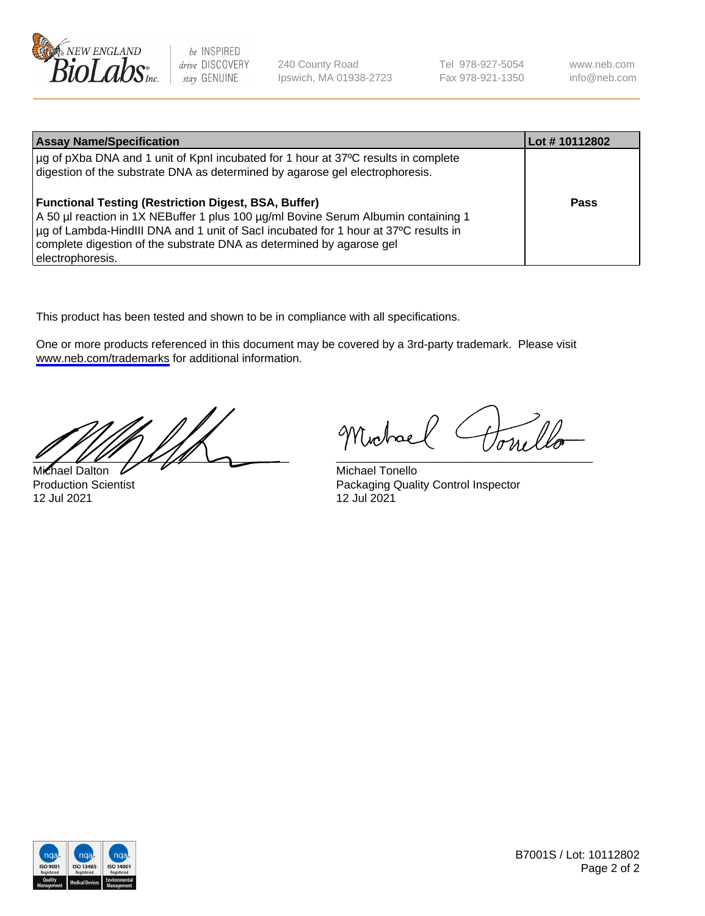| Assay Name/Specification | Lot # 10112802 |
| --- | --- |
| µg of pXba DNA and 1 unit of KpnI incubated for 1 hour at 37ºC results in complete digestion of the substrate DNA as determined by agarose gel electrophoresis. | |
| **Functional Testing (Restriction Digest, BSA, Buffer)**<br>A 50 µl reaction in 1X NEBuffer 1 plus 100 µg/ml Bovine Serum Albumin containing 1 µg of Lambda-HindIII DNA and 1 unit of SacI incubated for 1 hour at 37ºC results in complete digestion of the substrate DNA as determined by agarose gel electrophoresis. | **Pass** |

This product has been tested and shown to be in compliance with all specifications.

One or more products referenced in this document may be covered by a 3rd-party trademark. Please visit www.neb.com/trademarks for additional information.

Michael Dalton
Production Scientist
12 Jul 2021

Michael Tonello
Packaging Quality Control Inspector
12 Jul 2021

B7001S / Lot: 10112802